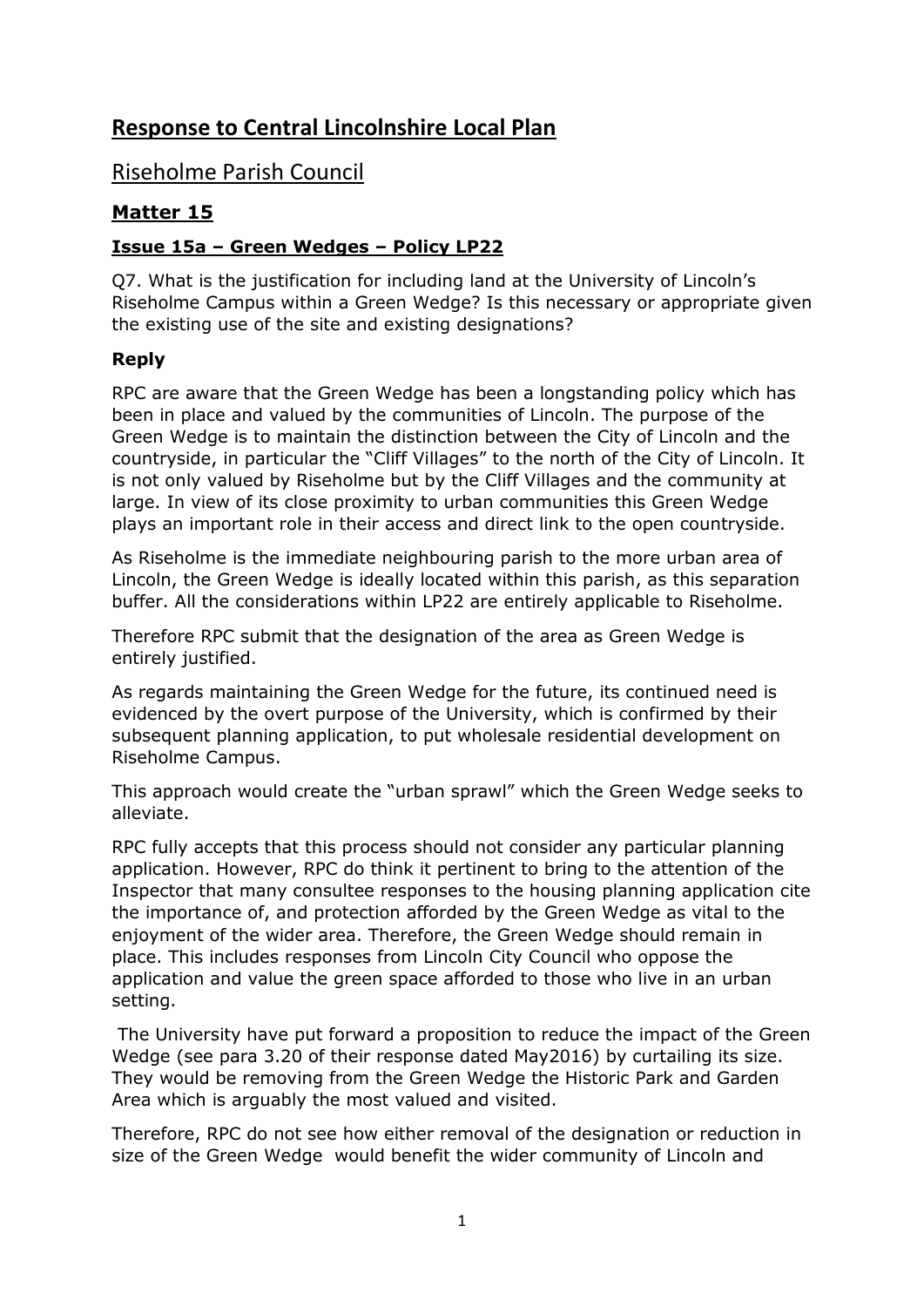# Response to Central Lincolnshire Local Plan

## Riseholme Parish Council

### Matter 15

#### Issue 15a – Green Wedges – Policy LP22

Q7. What is the justification for including land at the University of Lincoln's Riseholme Campus within a Green Wedge? Is this necessary or appropriate given the existing use of the site and existing designations?

**Reply**

RPC are aware that the Green Wedge has been a longstanding policy which has been in place and valued by the communities of Lincoln. The purpose of the Green Wedge is to maintain the distinction between the City of Lincoln and the countryside, in particular the "Cliff Villages" to the north of the City of Lincoln. It is not only valued by Riseholme but by the Cliff Villages and the community at large. In view of its close proximity to urban communities this Green Wedge plays an important role in their access and direct link to the open countryside.

As Riseholme is the immediate neighbouring parish to the more urban area of Lincoln, the Green Wedge is ideally located within this parish, as this separation buffer. All the considerations within LP22 are entirely applicable to Riseholme.

Therefore RPC submit that the designation of the area as Green Wedge is entirely justified.

As regards maintaining the Green Wedge for the future, its continued need is evidenced by the overt purpose of the University, which is confirmed by their subsequent planning application, to put wholesale residential development on Riseholme Campus.

This approach would create the "urban sprawl" which the Green Wedge seeks to alleviate.

RPC fully accepts that this process should not consider any particular planning application. However, RPC do think it pertinent to bring to the attention of the Inspector that many consultee responses to the housing planning application cite the importance of, and protection afforded by the Green Wedge as vital to the enjoyment of the wider area. Therefore, the Green Wedge should remain in place. This includes responses from Lincoln City Council who oppose the application and value the green space afforded to those who live in an urban setting.

The University have put forward a proposition to reduce the impact of the Green Wedge (see para 3.20 of their response dated May2016) by curtailing its size. They would be removing from the Green Wedge the Historic Park and Garden Area which is arguably the most valued and visited.

Therefore, RPC do not see how either removal of the designation or reduction in size of the Green Wedge would benefit the wider community of Lincoln and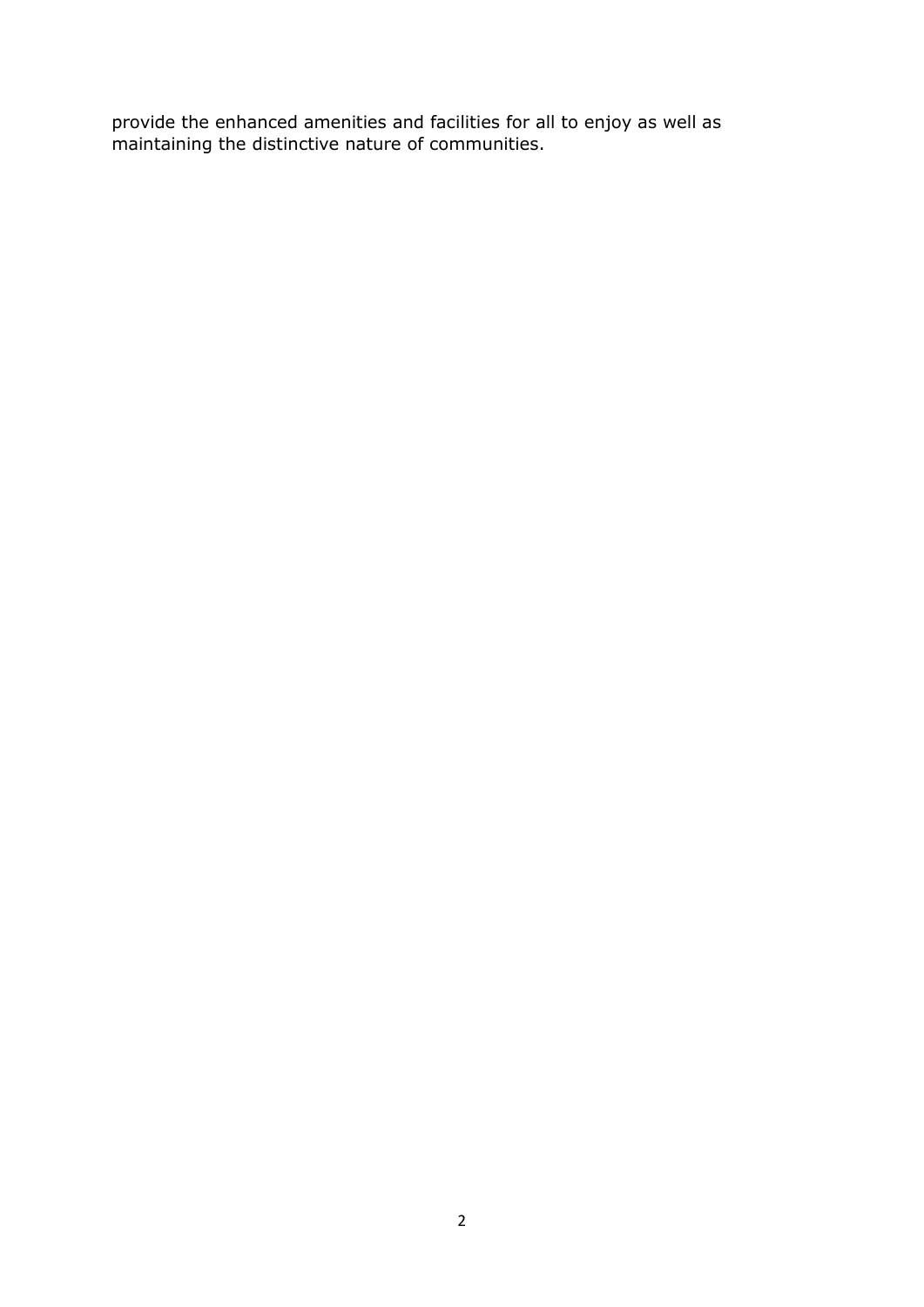provide the enhanced amenities and facilities for all to enjoy as well as maintaining the distinctive nature of communities.